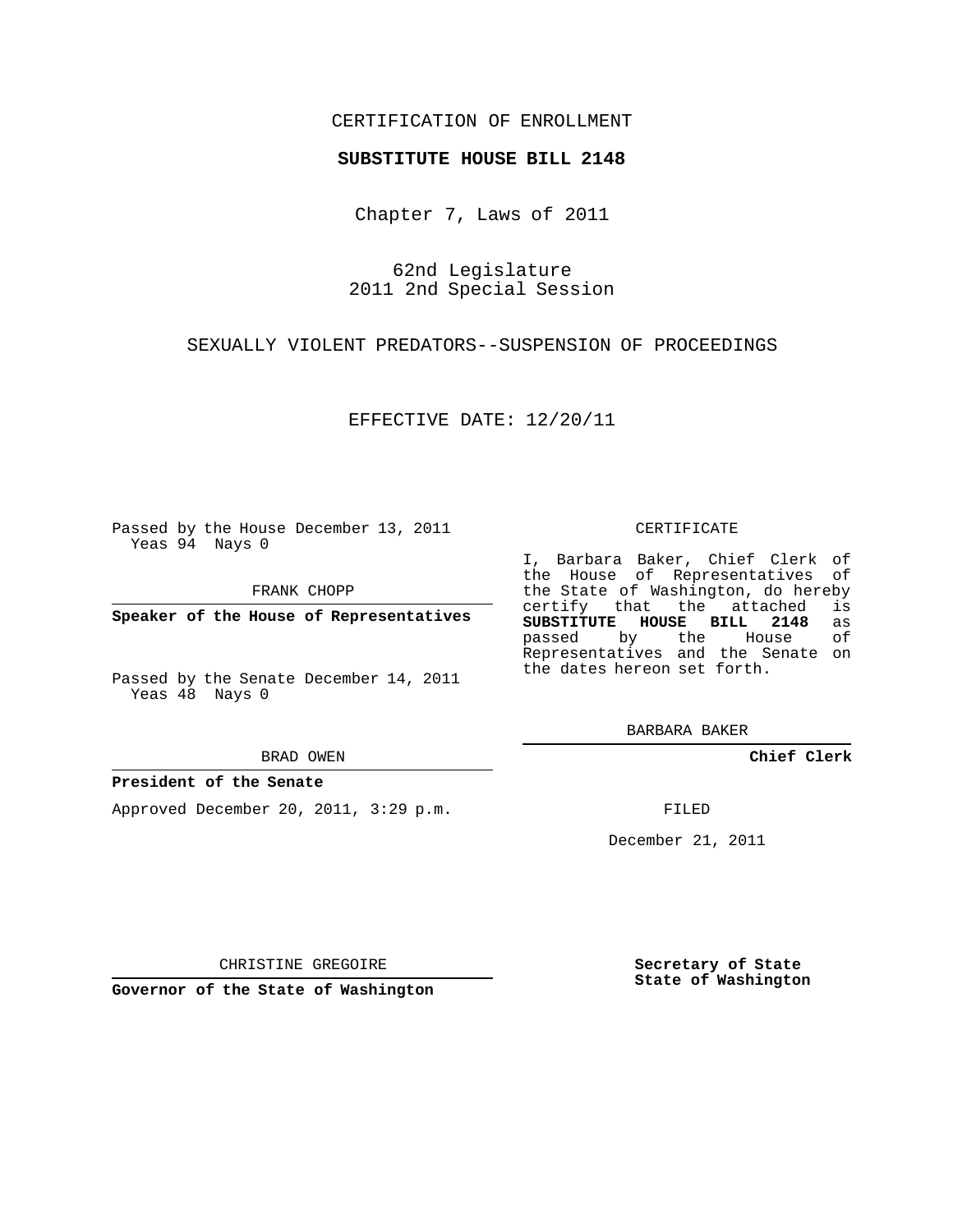CERTIFICATION OF ENROLLMENT

**SUBSTITUTE HOUSE BILL 2148**

Chapter 7, Laws of 2011

62nd Legislature
2011 2nd Special Session

SEXUALLY VIOLENT PREDATORS--SUSPENSION OF PROCEEDINGS

EFFECTIVE DATE: 12/20/11

Passed by the House December 13, 2011
Yeas 94 Nays 0

FRANK CHOPP

**Speaker of the House of Representatives**

Passed by the Senate December 14, 2011
Yeas 48 Nays 0

BRAD OWEN

**President of the Senate**

Approved December 20, 2011, 3:29 p.m.

CHRISTINE GREGOIRE

**Governor of the State of Washington**

CERTIFICATE

I, Barbara Baker, Chief Clerk of the House of Representatives of the State of Washington, do hereby certify that the attached is **SUBSTITUTE HOUSE BILL 2148** as passed by the House of Representatives and the Senate on the dates hereon set forth.

BARBARA BAKER

**Chief Clerk**

FILED

December 21, 2011

**Secretary of State**
**State of Washington**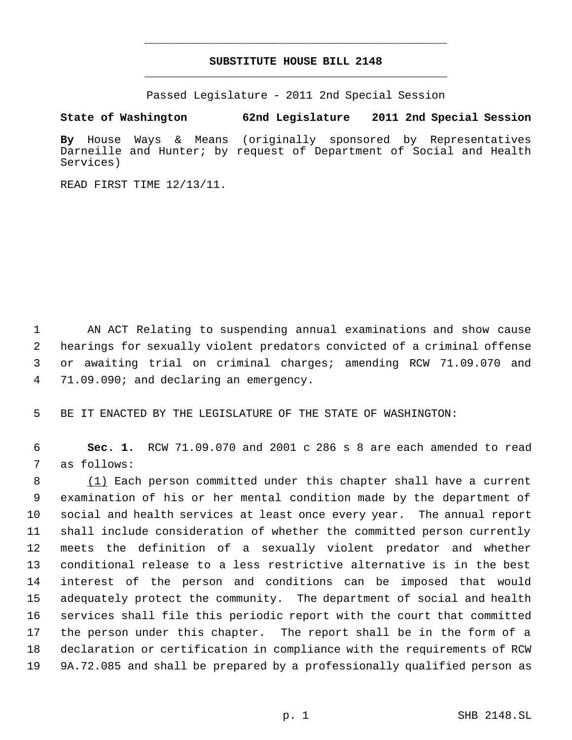# SUBSTITUTE HOUSE BILL 2148

Passed Legislature - 2011 2nd Special Session

**State of Washington 62nd Legislature 2011 2nd Special Session**

**By** House Ways & Means (originally sponsored by Representatives Darneille and Hunter; by request of Department of Social and Health Services)

READ FIRST TIME 12/13/11.

AN ACT Relating to suspending annual examinations and show cause hearings for sexually violent predators convicted of a criminal offense or awaiting trial on criminal charges; amending RCW 71.09.070 and 71.09.090; and declaring an emergency.

BE IT ENACTED BY THE LEGISLATURE OF THE STATE OF WASHINGTON:

**Sec. 1.** RCW 71.09.070 and 2001 c 286 s 8 are each amended to read as follows:

(1) Each person committed under this chapter shall have a current examination of his or her mental condition made by the department of social and health services at least once every year. The annual report shall include consideration of whether the committed person currently meets the definition of a sexually violent predator and whether conditional release to a less restrictive alternative is in the best interest of the person and conditions can be imposed that would adequately protect the community. The department of social and health services shall file this periodic report with the court that committed the person under this chapter. The report shall be in the form of a declaration or certification in compliance with the requirements of RCW 9A.72.085 and shall be prepared by a professionally qualified person as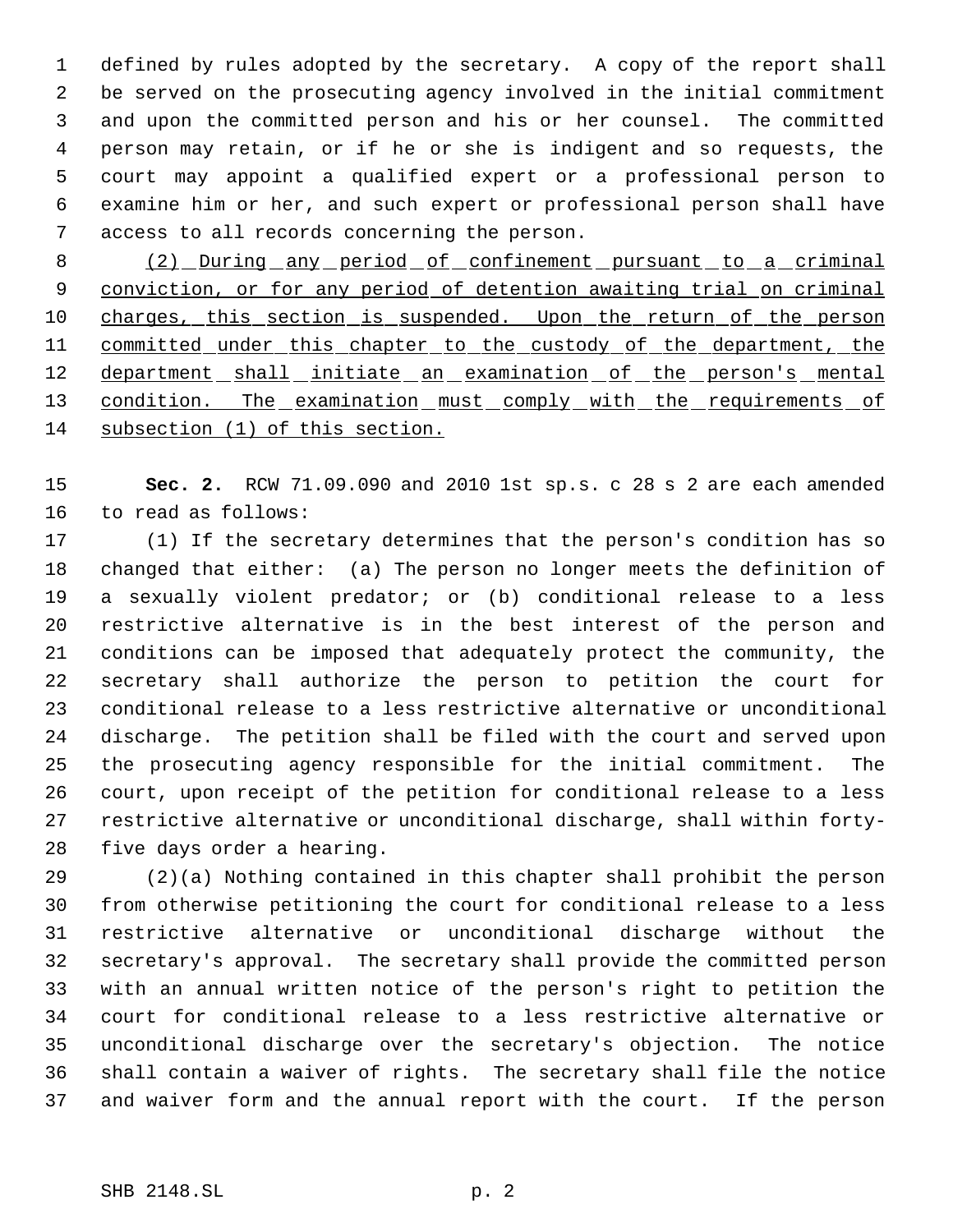defined by rules adopted by the secretary. A copy of the report shall be served on the prosecuting agency involved in the initial commitment and upon the committed person and his or her counsel. The committed person may retain, or if he or she is indigent and so requests, the court may appoint a qualified expert or a professional person to examine him or her, and such expert or professional person shall have access to all records concerning the person.

<u>(2) During any period of confinement pursuant to a criminal conviction, or for any period of detention awaiting trial on criminal charges, this section is suspended. Upon the return of the person committed under this chapter to the custody of the department, the department shall initiate an examination of the person's mental condition. The examination must comply with the requirements of subsection (1) of this section.</u>

**Sec. 2.** RCW 71.09.090 and 2010 1st sp.s. c 28 s 2 are each amended to read as follows:

(1) If the secretary determines that the person's condition has so changed that either: (a) The person no longer meets the definition of a sexually violent predator; or (b) conditional release to a less restrictive alternative is in the best interest of the person and conditions can be imposed that adequately protect the community, the secretary shall authorize the person to petition the court for conditional release to a less restrictive alternative or unconditional discharge. The petition shall be filed with the court and served upon the prosecuting agency responsible for the initial commitment. The court, upon receipt of the petition for conditional release to a less restrictive alternative or unconditional discharge, shall within forty-five days order a hearing.

(2)(a) Nothing contained in this chapter shall prohibit the person from otherwise petitioning the court for conditional release to a less restrictive alternative or unconditional discharge without the secretary's approval. The secretary shall provide the committed person with an annual written notice of the person's right to petition the court for conditional release to a less restrictive alternative or unconditional discharge over the secretary's objection. The notice shall contain a waiver of rights. The secretary shall file the notice and waiver form and the annual report with the court. If the person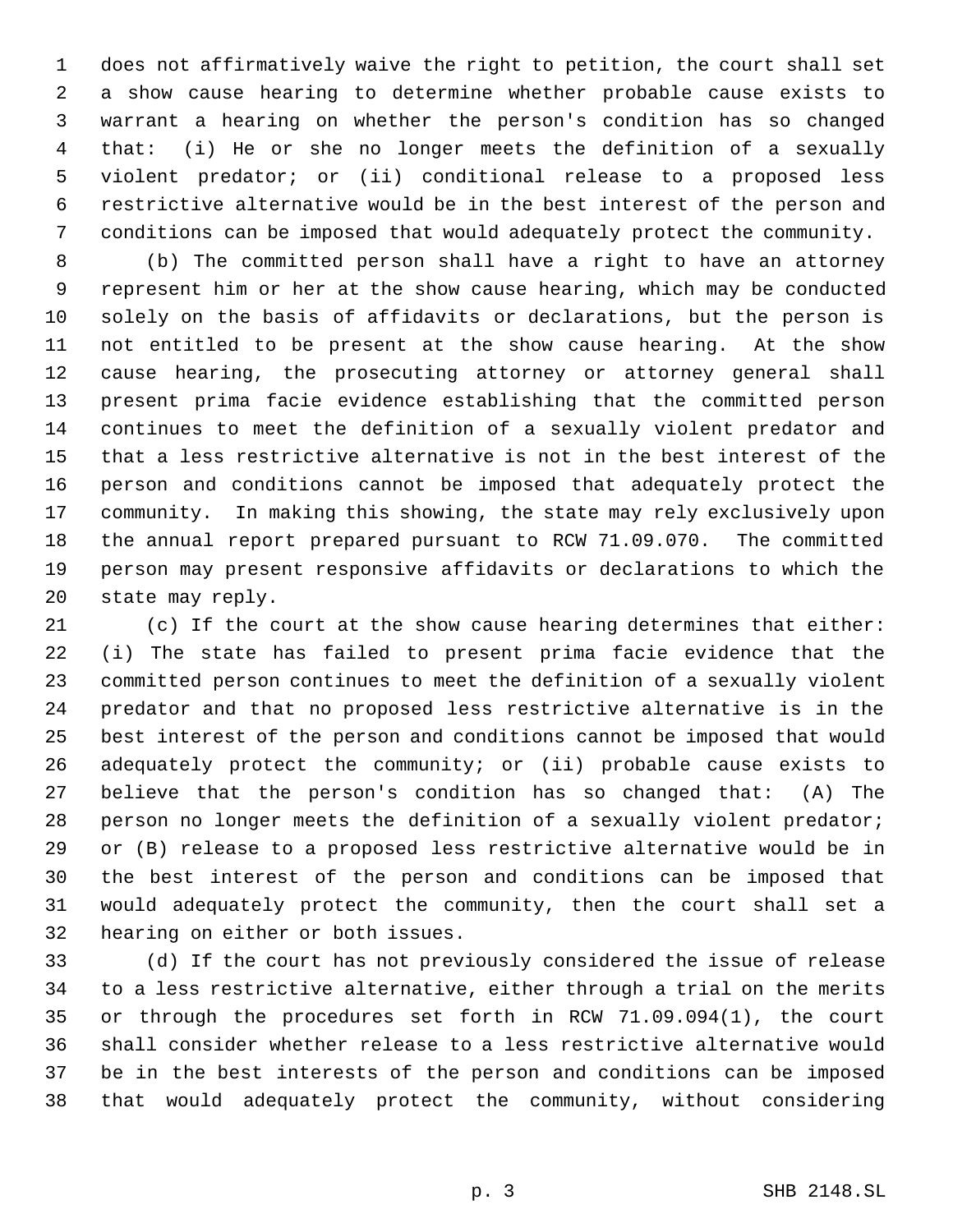does not affirmatively waive the right to petition, the court shall set a show cause hearing to determine whether probable cause exists to warrant a hearing on whether the person's condition has so changed that: (i) He or she no longer meets the definition of a sexually violent predator; or (ii) conditional release to a proposed less restrictive alternative would be in the best interest of the person and conditions can be imposed that would adequately protect the community.

(b) The committed person shall have a right to have an attorney represent him or her at the show cause hearing, which may be conducted solely on the basis of affidavits or declarations, but the person is not entitled to be present at the show cause hearing. At the show cause hearing, the prosecuting attorney or attorney general shall present prima facie evidence establishing that the committed person continues to meet the definition of a sexually violent predator and that a less restrictive alternative is not in the best interest of the person and conditions cannot be imposed that adequately protect the community. In making this showing, the state may rely exclusively upon the annual report prepared pursuant to RCW 71.09.070. The committed person may present responsive affidavits or declarations to which the state may reply.

(c) If the court at the show cause hearing determines that either: (i) The state has failed to present prima facie evidence that the committed person continues to meet the definition of a sexually violent predator and that no proposed less restrictive alternative is in the best interest of the person and conditions cannot be imposed that would adequately protect the community; or (ii) probable cause exists to believe that the person's condition has so changed that: (A) The person no longer meets the definition of a sexually violent predator; or (B) release to a proposed less restrictive alternative would be in the best interest of the person and conditions can be imposed that would adequately protect the community, then the court shall set a hearing on either or both issues.

(d) If the court has not previously considered the issue of release to a less restrictive alternative, either through a trial on the merits or through the procedures set forth in RCW 71.09.094(1), the court shall consider whether release to a less restrictive alternative would be in the best interests of the person and conditions can be imposed that would adequately protect the community, without considering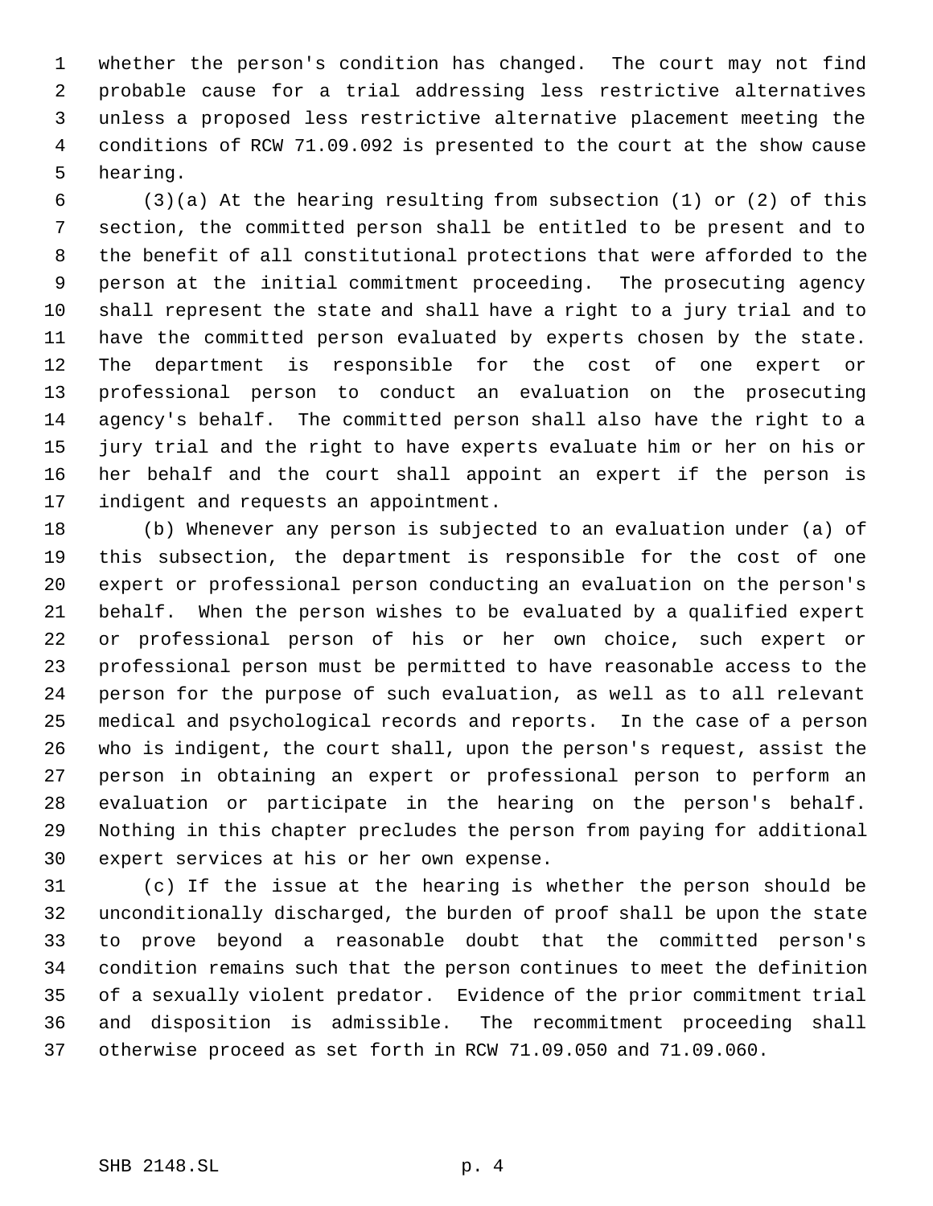whether the person's condition has changed. The court may not find probable cause for a trial addressing less restrictive alternatives unless a proposed less restrictive alternative placement meeting the conditions of RCW 71.09.092 is presented to the court at the show cause hearing.

(3)(a) At the hearing resulting from subsection (1) or (2) of this section, the committed person shall be entitled to be present and to the benefit of all constitutional protections that were afforded to the person at the initial commitment proceeding. The prosecuting agency shall represent the state and shall have a right to a jury trial and to have the committed person evaluated by experts chosen by the state. The department is responsible for the cost of one expert or professional person to conduct an evaluation on the prosecuting agency's behalf. The committed person shall also have the right to a jury trial and the right to have experts evaluate him or her on his or her behalf and the court shall appoint an expert if the person is indigent and requests an appointment.

(b) Whenever any person is subjected to an evaluation under (a) of this subsection, the department is responsible for the cost of one expert or professional person conducting an evaluation on the person's behalf. When the person wishes to be evaluated by a qualified expert or professional person of his or her own choice, such expert or professional person must be permitted to have reasonable access to the person for the purpose of such evaluation, as well as to all relevant medical and psychological records and reports. In the case of a person who is indigent, the court shall, upon the person's request, assist the person in obtaining an expert or professional person to perform an evaluation or participate in the hearing on the person's behalf. Nothing in this chapter precludes the person from paying for additional expert services at his or her own expense.

(c) If the issue at the hearing is whether the person should be unconditionally discharged, the burden of proof shall be upon the state to prove beyond a reasonable doubt that the committed person's condition remains such that the person continues to meet the definition of a sexually violent predator. Evidence of the prior commitment trial and disposition is admissible. The recommitment proceeding shall otherwise proceed as set forth in RCW 71.09.050 and 71.09.060.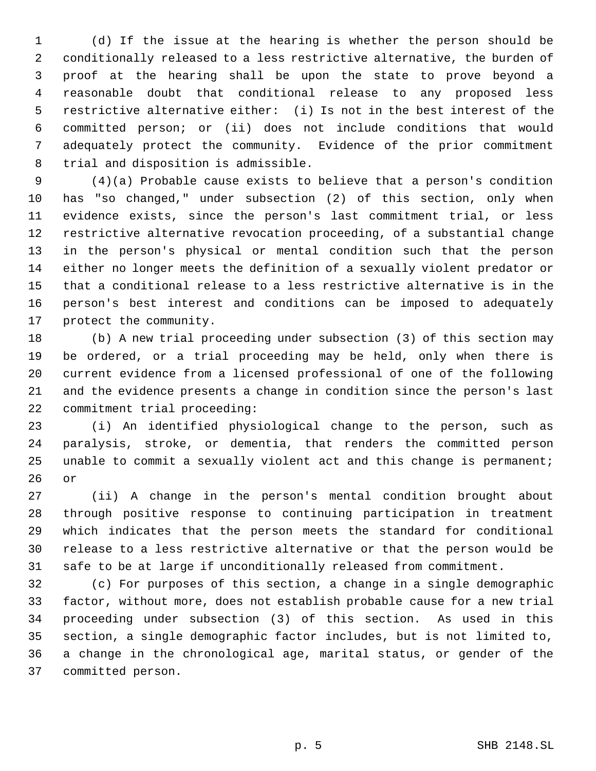(d) If the issue at the hearing is whether the person should be conditionally released to a less restrictive alternative, the burden of proof at the hearing shall be upon the state to prove beyond a reasonable doubt that conditional release to any proposed less restrictive alternative either: (i) Is not in the best interest of the committed person; or (ii) does not include conditions that would adequately protect the community. Evidence of the prior commitment trial and disposition is admissible.

(4)(a) Probable cause exists to believe that a person's condition has "so changed," under subsection (2) of this section, only when evidence exists, since the person's last commitment trial, or less restrictive alternative revocation proceeding, of a substantial change in the person's physical or mental condition such that the person either no longer meets the definition of a sexually violent predator or that a conditional release to a less restrictive alternative is in the person's best interest and conditions can be imposed to adequately protect the community.

(b) A new trial proceeding under subsection (3) of this section may be ordered, or a trial proceeding may be held, only when there is current evidence from a licensed professional of one of the following and the evidence presents a change in condition since the person's last commitment trial proceeding:

(i) An identified physiological change to the person, such as paralysis, stroke, or dementia, that renders the committed person unable to commit a sexually violent act and this change is permanent; or

(ii) A change in the person's mental condition brought about through positive response to continuing participation in treatment which indicates that the person meets the standard for conditional release to a less restrictive alternative or that the person would be safe to be at large if unconditionally released from commitment.

(c) For purposes of this section, a change in a single demographic factor, without more, does not establish probable cause for a new trial proceeding under subsection (3) of this section. As used in this section, a single demographic factor includes, but is not limited to, a change in the chronological age, marital status, or gender of the committed person.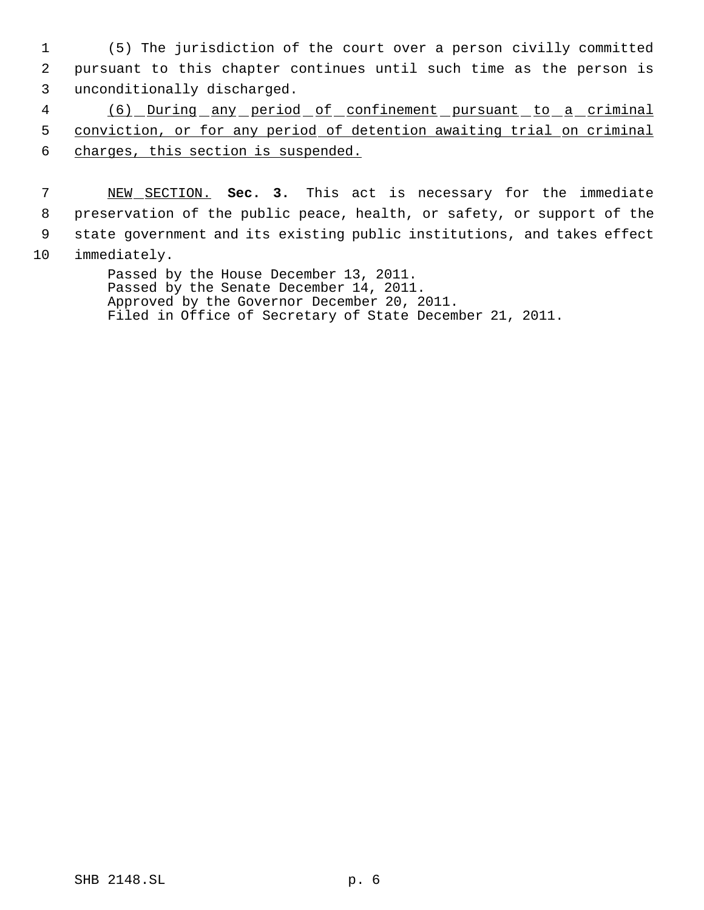(5) The jurisdiction of the court over a person civilly committed pursuant to this chapter continues until such time as the person is unconditionally discharged.

<u>(6) During any period of confinement pursuant to a criminal conviction, or for any period of detention awaiting trial on criminal charges, this section is suspended.</u>

<u>NEW SECTION.</u> **Sec. 3.** This act is necessary for the immediate preservation of the public peace, health, or safety, or support of the state government and its existing public institutions, and takes effect immediately.

Passed by the House December 13, 2011.
Passed by the Senate December 14, 2011.
Approved by the Governor December 20, 2011.
Filed in Office of Secretary of State December 21, 2011.